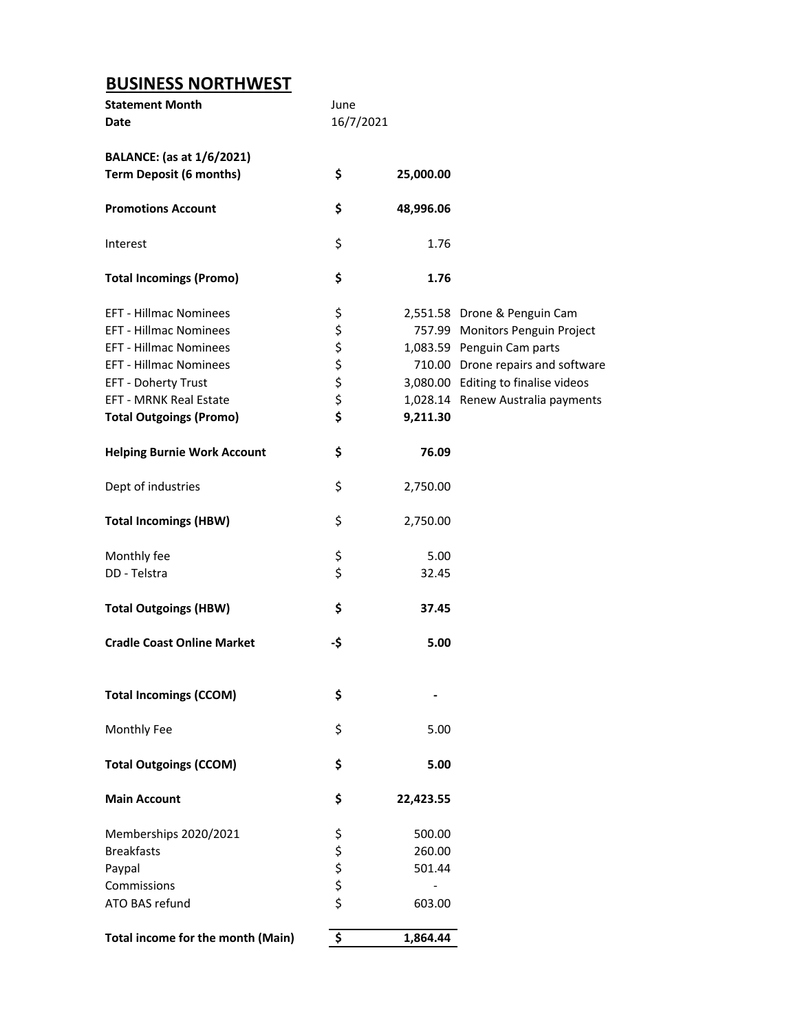# BUSINESS NORTHWEST

| | | | |
|---|---|---|---|
| **Statement Month** | June | | |
| **Date** | 16/7/2021 | | |
| | | | |
| **BALANCE: (as at 1/6/2021)** | | | |
| **Term Deposit (6 months)** | **$** | **25,000.00** | |
| | | | |
| **Promotions Account** | **$** | **48,996.06** | |
| | | | |
| Interest | $ | 1.76 | |
| | | | |
| **Total Incomings (Promo)** | **$** | **1.76** | |
| | | | |
| EFT - Hillmac Nominees | $ | 2,551.58 | Drone & Penguin Cam |
| EFT - Hillmac Nominees | $ | 757.99 | Monitors Penguin Project |
| EFT - Hillmac Nominees | $ | 1,083.59 | Penguin Cam parts |
| EFT - Hillmac Nominees | $ | 710.00 | Drone repairs and software |
| EFT - Doherty Trust | $ | 3,080.00 | Editing to finalise videos |
| EFT - MRNK Real Estate | $ | 1,028.14 | Renew Australia payments |
| **Total Outgoings (Promo)** | **$** | **9,211.30** | |
| | | | |
| **Helping Burnie Work Account** | **$** | **76.09** | |
| | | | |
| Dept of industries | $ | 2,750.00 | |
| | | | |
| **Total Incomings (HBW)** | $ | 2,750.00 | |
| | | | |
| Monthly fee | $ | 5.00 | |
| DD - Telstra | $ | 32.45 | |
| | | | |
| **Total Outgoings (HBW)** | **$** | **37.45** | |
| | | | |
| **Cradle Coast Online Market** | **-$** | **5.00** | |
| | | | |
| **Total Incomings (CCOM)** | **$** | **-** | |
| | | | |
| Monthly Fee | $ | 5.00 | |
| | | | |
| **Total Outgoings (CCOM)** | **$** | **5.00** | |
| | | | |
| **Main Account** | **$** | **22,423.55** | |
| | | | |
| Memberships 2020/2021 | $ | 500.00 | |
| Breakfasts | $ | 260.00 | |
| Paypal | $ | 501.44 | |
| Commissions | $ | - | |
| ATO BAS refund | $ | 603.00 | |
| | | | |
| **Total income for the month (Main)** | **$** | **1,864.44** | |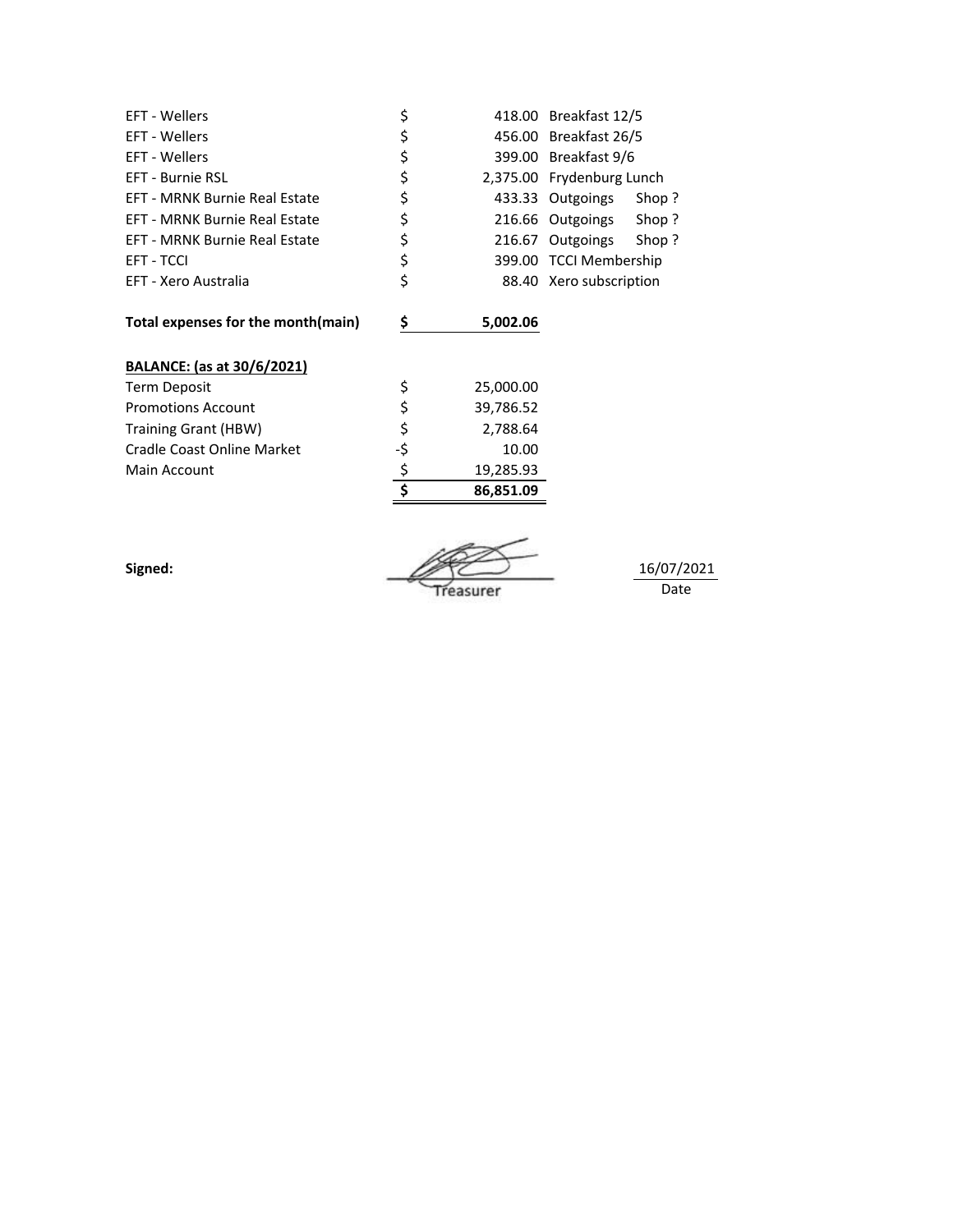| | | | | |
|---|---|---|---|---|
| EFT - Wellers | $ | 418.00 | Breakfast 12/5 | |
| EFT - Wellers | $ | 456.00 | Breakfast 26/5 | |
| EFT - Wellers | $ | 399.00 | Breakfast 9/6 | |
| EFT - Burnie RSL | $ | 2,375.00 | Frydenburg Lunch | |
| EFT - MRNK Burnie Real Estate | $ | 433.33 | Outgoings | Shop ? |
| EFT - MRNK Burnie Real Estate | $ | 216.66 | Outgoings | Shop ? |
| EFT - MRNK Burnie Real Estate | $ | 216.67 | Outgoings | Shop ? |
| EFT - TCCI | $ | 399.00 | TCCI Membership | |
| EFT - Xero Australia | $ | 88.40 | Xero subscription | |
| | | | | |
| **Total expenses for the month(main)** | **$** | **5,002.06** | | |

**BALANCE: (as at 30/6/2021)**

| | | |
|---|---|---|
| Term Deposit | $ | 25,000.00 |
| Promotions Account | $ | 39,786.52 |
| Training Grant (HBW) | $ | 2,788.64 |
| Cradle Coast Online Market | -$ | 10.00 |
| Main Account | $ | 19,285.93 |
| | **$** | **86,851.09** |

**Signed:** Treasurer 16/07/2021 Date